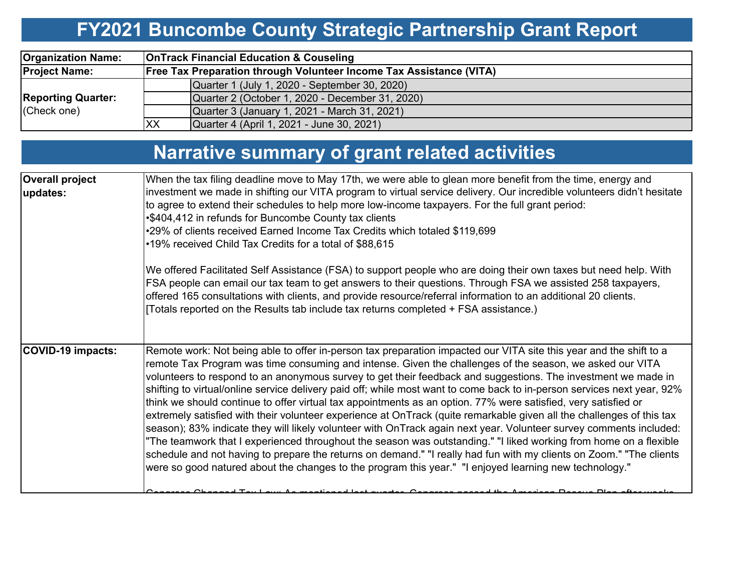# FY2021 Buncombe County Strategic Partnership Grant Report

| | | |
|---|---|---|
| **Organization Name:** | **OnTrack Financial Education & Couseling** | |
| **Project Name:** | **Free Tax Preparation through Volunteer Income Tax Assistance (VITA)** | |
| **Reporting Quarter:** (Check one) | | Quarter 1 (July 1, 2020 - September 30, 2020) |
| | | Quarter 2 (October 1, 2020 - December 31, 2020) |
| | | Quarter 3 (January 1, 2021 - March 31, 2021) |
| | XX | Quarter 4 (April 1, 2021 - June 30, 2021) |

# Narrative summary of grant related activities

| | |
|---|---|
| **Overall project updates:** | When the tax filing deadline move to May 17th, we were able to glean more benefit from the time, energy and investment we made in shifting our VITA program to virtual service delivery. Our incredible volunteers didn't hesitate to agree to extend their schedules to help more low-income taxpayers. For the full grant period:<br>•$404,412 in refunds for Buncombe County tax clients<br>•29% of clients received Earned Income Tax Credits which totaled $119,699<br>•19% received Child Tax Credits for a total of $88,615<br><br>We offered Facilitated Self Assistance (FSA) to support people who are doing their own taxes but need help. With FSA people can email our tax team to get answers to their questions. Through FSA we assisted 258 taxpayers, offered 165 consultations with clients, and provide resource/referral information to an additional 20 clients.<br>[Totals reported on the Results tab include tax returns completed + FSA assistance.) |
| **COVID-19 impacts:** | Remote work: Not being able to offer in-person tax preparation impacted our VITA site this year and the shift to a remote Tax Program was time consuming and intense. Given the challenges of the season, we asked our VITA volunteers to respond to an anonymous survey to get their feedback and suggestions. The investment we made in shifting to virtual/online service delivery paid off; while most want to come back to in-person services next year, 92% think we should continue to offer virtual tax appointments as an option. 77% were satisfied, very satisfied or extremely satisfied with their volunteer experience at OnTrack (quite remarkable given all the challenges of this tax season); 83% indicate they will likely volunteer with OnTrack again next year. Volunteer survey comments included: "The teamwork that I experienced throughout the season was outstanding." "I liked working from home on a flexible schedule and not having to prepare the returns on demand." "I really had fun with my clients on Zoom." "The clients were so good natured about the changes to the program this year." "I enjoyed learning new technology."<br><br>Congress Changed Tax Law: As mentioned last quarter, Congress passed the American Rescue Plan after weeks |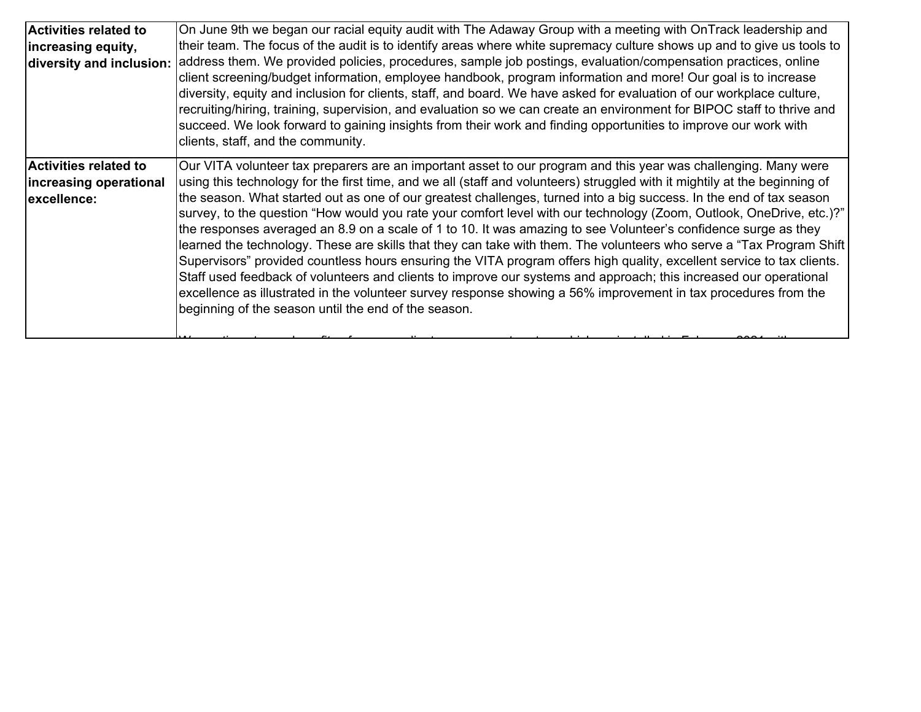| | |
|---|---|
| **Activities related to increasing equity, diversity and inclusion:** | On June 9th we began our racial equity audit with The Adaway Group with a meeting with OnTrack leadership and their team. The focus of the audit is to identify areas where white supremacy culture shows up and to give us tools to address them. We provided policies, procedures, sample job postings, evaluation/compensation practices, online client screening/budget information, employee handbook, program information and more! Our goal is to increase diversity, equity and inclusion for clients, staff, and board. We have asked for evaluation of our workplace culture, recruiting/hiring, training, supervision, and evaluation so we can create an environment for BIPOC staff to thrive and succeed. We look forward to gaining insights from their work and finding opportunities to improve our work with clients, staff, and the community. |
| **Activities related to increasing operational excellence:** | Our VITA volunteer tax preparers are an important asset to our program and this year was challenging. Many were using this technology for the first time, and we all (staff and volunteers) struggled with it mightily at the beginning of the season. What started out as one of our greatest challenges, turned into a big success. In the end of tax season survey, to the question "How would you rate your comfort level with our technology (Zoom, Outlook, OneDrive, etc.)?" the responses averaged an 8.9 on a scale of 1 to 10. It was amazing to see Volunteer's confidence surge as they learned the technology. These are skills that they can take with them. The volunteers who serve a "Tax Program Shift Supervisors" provided countless hours ensuring the VITA program offers high quality, excellent service to tax clients. Staff used feedback of volunteers and clients to improve our systems and approach; this increased our operational excellence as illustrated in the volunteer survey response showing a 56% improvement in tax procedures from the beginning of the season until the end of the season. |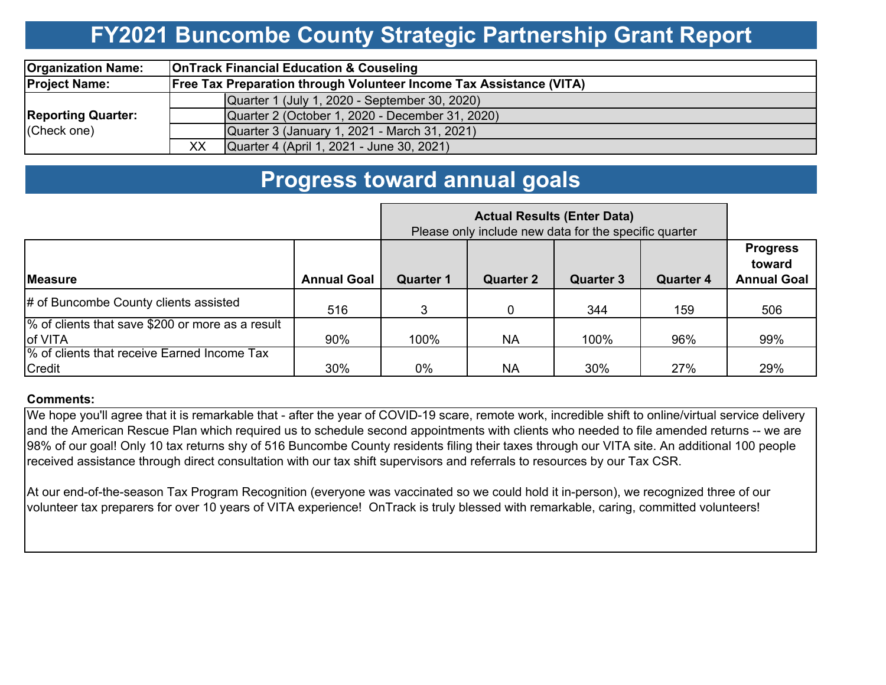# FY2021 Buncombe County Strategic Partnership Grant Report

| | | |
|---|---|---|
| **Organization Name:** | **OnTrack Financial Education & Couseling** | |
| **Project Name:** | **Free Tax Preparation through Volunteer Income Tax Assistance (VITA)** | |
| **Reporting Quarter:** (Check one) | | Quarter 1 (July 1, 2020 - September 30, 2020) |
| | | Quarter 2 (October 1, 2020 - December 31, 2020) |
| | | Quarter 3 (January 1, 2021 - March 31, 2021) |
| | XX | Quarter 4 (April 1, 2021 - June 30, 2021) |

# Progress toward annual goals

| | | **Actual Results (Enter Data)** Please only include new data for the specific quarter | | | | |
|---|---|---|---|---|---|---|
| **Measure** | **Annual Goal** | **Quarter 1** | **Quarter 2** | **Quarter 3** | **Quarter 4** | **Progress toward Annual Goal** |
| # of Buncombe County clients assisted | 516 | 3 | 0 | 344 | 159 | 506 |
| % of clients that save $200 or more as a result of VITA | 90% | 100% | NA | 100% | 96% | 99% |
| % of clients that receive Earned Income Tax Credit | 30% | 0% | NA | 30% | 27% | 29% |

**Comments:**

We hope you'll agree that it is remarkable that - after the year of COVID-19 scare, remote work, incredible shift to online/virtual service delivery and the American Rescue Plan which required us to schedule second appointments with clients who needed to file amended returns -- we are 98% of our goal! Only 10 tax returns shy of 516 Buncombe County residents filing their taxes through our VITA site. An additional 100 people received assistance through direct consultation with our tax shift supervisors and referrals to resources by our Tax CSR.

At our end-of-the-season Tax Program Recognition (everyone was vaccinated so we could hold it in-person), we recognized three of our volunteer tax preparers for over 10 years of VITA experience! OnTrack is truly blessed with remarkable, caring, committed volunteers!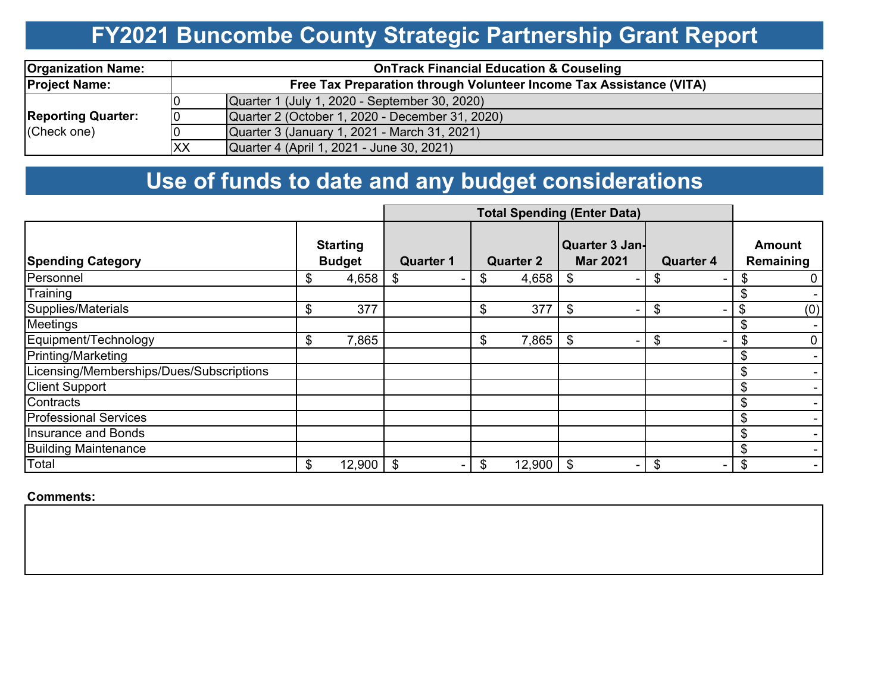# FY2021 Buncombe County Strategic Partnership Grant Report

| | | |
|---|---|---|
| **Organization Name:** | **OnTrack Financial Education & Couseling** | |
| **Project Name:** | **Free Tax Preparation through Volunteer Income Tax Assistance (VITA)** | |
| **Reporting Quarter:** (Check one) | 0 | Quarter 1 (July 1, 2020 - September 30, 2020) |
| | 0 | Quarter 2 (October 1, 2020 - December 31, 2020) |
| | 0 | Quarter 3 (January 1, 2021 - March 31, 2021) |
| | XX | Quarter 4 (April 1, 2021 - June 30, 2021) |

# Use of funds to date and any budget considerations

| | | Total Spending (Enter Data) | | | | |
|---|---|---|---|---|---|---|
| **Spending Category** | **Starting Budget** | **Quarter 1** | **Quarter 2** | **Quarter 3 Jan-Mar 2021** | **Quarter 4** | **Amount Remaining** |
| Personnel | $ 4,658 | $ - | $ 4,658 | $ - | $ - | $ 0 |
| Training | | | | | | $ - |
| Supplies/Materials | $ 377 | | $ 377 | $ - | $ - | $ (0) |
| Meetings | | | | | | $ - |
| Equipment/Technology | $ 7,865 | | $ 7,865 | $ - | $ - | $ 0 |
| Printing/Marketing | | | | | | $ - |
| Licensing/Memberships/Dues/Subscriptions | | | | | | $ - |
| Client Support | | | | | | $ - |
| Contracts | | | | | | $ - |
| Professional Services | | | | | | $ - |
| Insurance and Bonds | | | | | | $ - |
| Building Maintenance | | | | | | $ - |
| Total | $ 12,900 | $ - | $ 12,900 | $ - | $ - | $ - |

**Comments:**